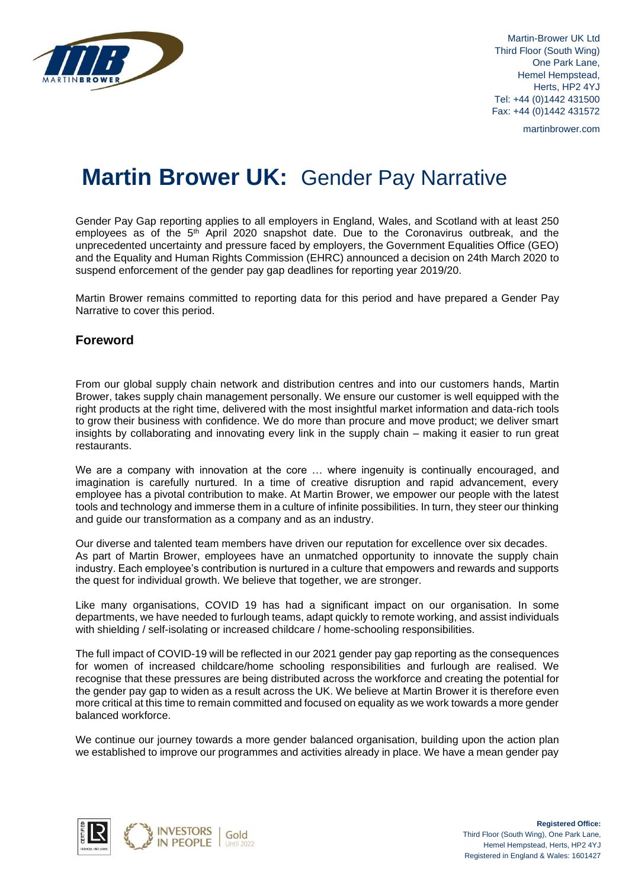Martin-Brower UK Ltd
Third Floor (South Wing)
One Park Lane,
Hemel Hempstead,
Herts, HP2 4YJ
Tel: +44 (0)1442 431500
Fax: +44 (0)1442 431572

martinbrower.com

# **Martin Brower UK:** Gender Pay Narrative

Gender Pay Gap reporting applies to all employers in England, Wales, and Scotland with at least 250 employees as of the 5th April 2020 snapshot date. Due to the Coronavirus outbreak, and the unprecedented uncertainty and pressure faced by employers, the Government Equalities Office (GEO) and the Equality and Human Rights Commission (EHRC) announced a decision on 24th March 2020 to suspend enforcement of the gender pay gap deadlines for reporting year 2019/20.

Martin Brower remains committed to reporting data for this period and have prepared a Gender Pay Narrative to cover this period.

## Foreword

From our global supply chain network and distribution centres and into our customers hands, Martin Brower, takes supply chain management personally. We ensure our customer is well equipped with the right products at the right time, delivered with the most insightful market information and data-rich tools to grow their business with confidence. We do more than procure and move product; we deliver smart insights by collaborating and innovating every link in the supply chain – making it easier to run great restaurants.

We are a company with innovation at the core … where ingenuity is continually encouraged, and imagination is carefully nurtured. In a time of creative disruption and rapid advancement, every employee has a pivotal contribution to make. At Martin Brower, we empower our people with the latest tools and technology and immerse them in a culture of infinite possibilities. In turn, they steer our thinking and guide our transformation as a company and as an industry.

Our diverse and talented team members have driven our reputation for excellence over six decades. As part of Martin Brower, employees have an unmatched opportunity to innovate the supply chain industry. Each employee's contribution is nurtured in a culture that empowers and rewards and supports the quest for individual growth. We believe that together, we are stronger.

Like many organisations, COVID 19 has had a significant impact on our organisation. In some departments, we have needed to furlough teams, adapt quickly to remote working, and assist individuals with shielding / self-isolating or increased childcare / home-schooling responsibilities.

The full impact of COVID-19 will be reflected in our 2021 gender pay gap reporting as the consequences for women of increased childcare/home schooling responsibilities and furlough are realised. We recognise that these pressures are being distributed across the workforce and creating the potential for the gender pay gap to widen as a result across the UK. We believe at Martin Brower it is therefore even more critical at this time to remain committed and focused on equality as we work towards a more gender balanced workforce.

We continue our journey towards a more gender balanced organisation, building upon the action plan we established to improve our programmes and activities already in place. We have a mean gender pay

**Registered Office:**
Third Floor (South Wing), One Park Lane,
Hemel Hempstead, Herts, HP2 4YJ
Registered in England & Wales: 1601427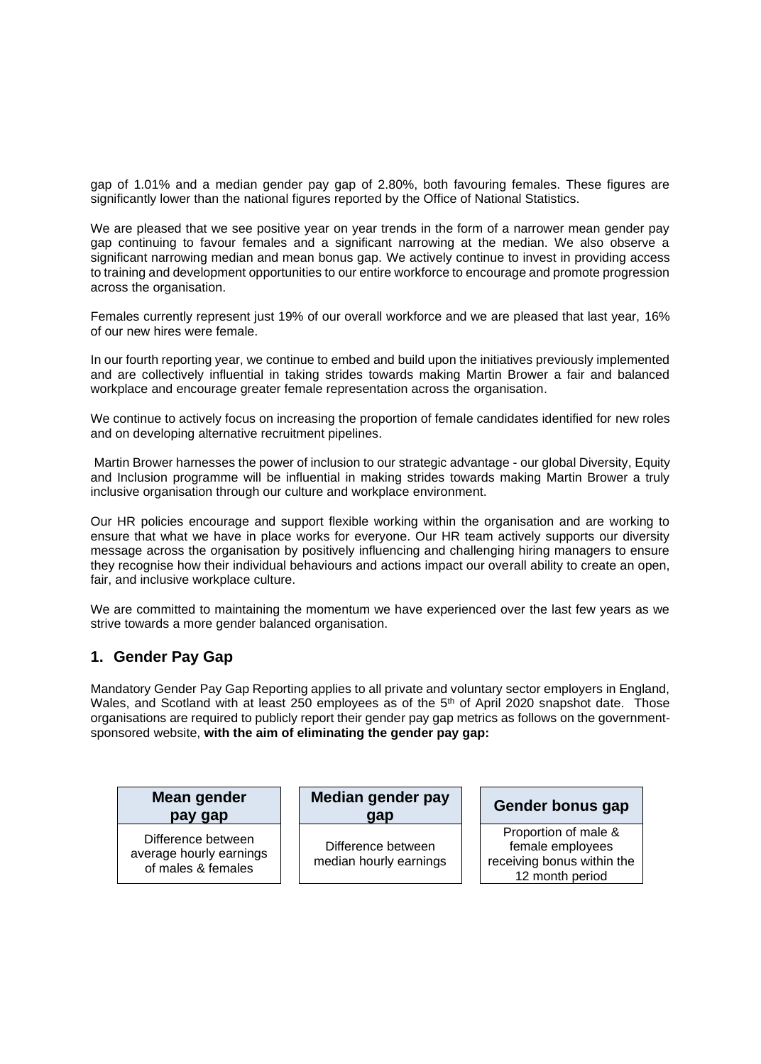gap of 1.01% and a median gender pay gap of 2.80%, both favouring females. These figures are significantly lower than the national figures reported by the Office of National Statistics.

We are pleased that we see positive year on year trends in the form of a narrower mean gender pay gap continuing to favour females and a significant narrowing at the median. We also observe a significant narrowing median and mean bonus gap. We actively continue to invest in providing access to training and development opportunities to our entire workforce to encourage and promote progression across the organisation.

Females currently represent just 19% of our overall workforce and we are pleased that last year, 16% of our new hires were female.

In our fourth reporting year, we continue to embed and build upon the initiatives previously implemented and are collectively influential in taking strides towards making Martin Brower a fair and balanced workplace and encourage greater female representation across the organisation.

We continue to actively focus on increasing the proportion of female candidates identified for new roles and on developing alternative recruitment pipelines.

Martin Brower harnesses the power of inclusion to our strategic advantage - our global Diversity, Equity and Inclusion programme will be influential in making strides towards making Martin Brower a truly inclusive organisation through our culture and workplace environment.

Our HR policies encourage and support flexible working within the organisation and are working to ensure that what we have in place works for everyone. Our HR team actively supports our diversity message across the organisation by positively influencing and challenging hiring managers to ensure they recognise how their individual behaviours and actions impact our overall ability to create an open, fair, and inclusive workplace culture.

We are committed to maintaining the momentum we have experienced over the last few years as we strive towards a more gender balanced organisation.

## 1. Gender Pay Gap

Mandatory Gender Pay Gap Reporting applies to all private and voluntary sector employers in England, Wales, and Scotland with at least 250 employees as of the 5th of April 2020 snapshot date. Those organisations are required to publicly report their gender pay gap metrics as follows on the government-sponsored website, **with the aim of eliminating the gender pay gap:**

| Mean gender pay gap | Median gender pay gap | Gender bonus gap |
|---|---|---|
| Difference between average hourly earnings of males & females | Difference between median hourly earnings | Proportion of male & female employees receiving bonus within the 12 month period |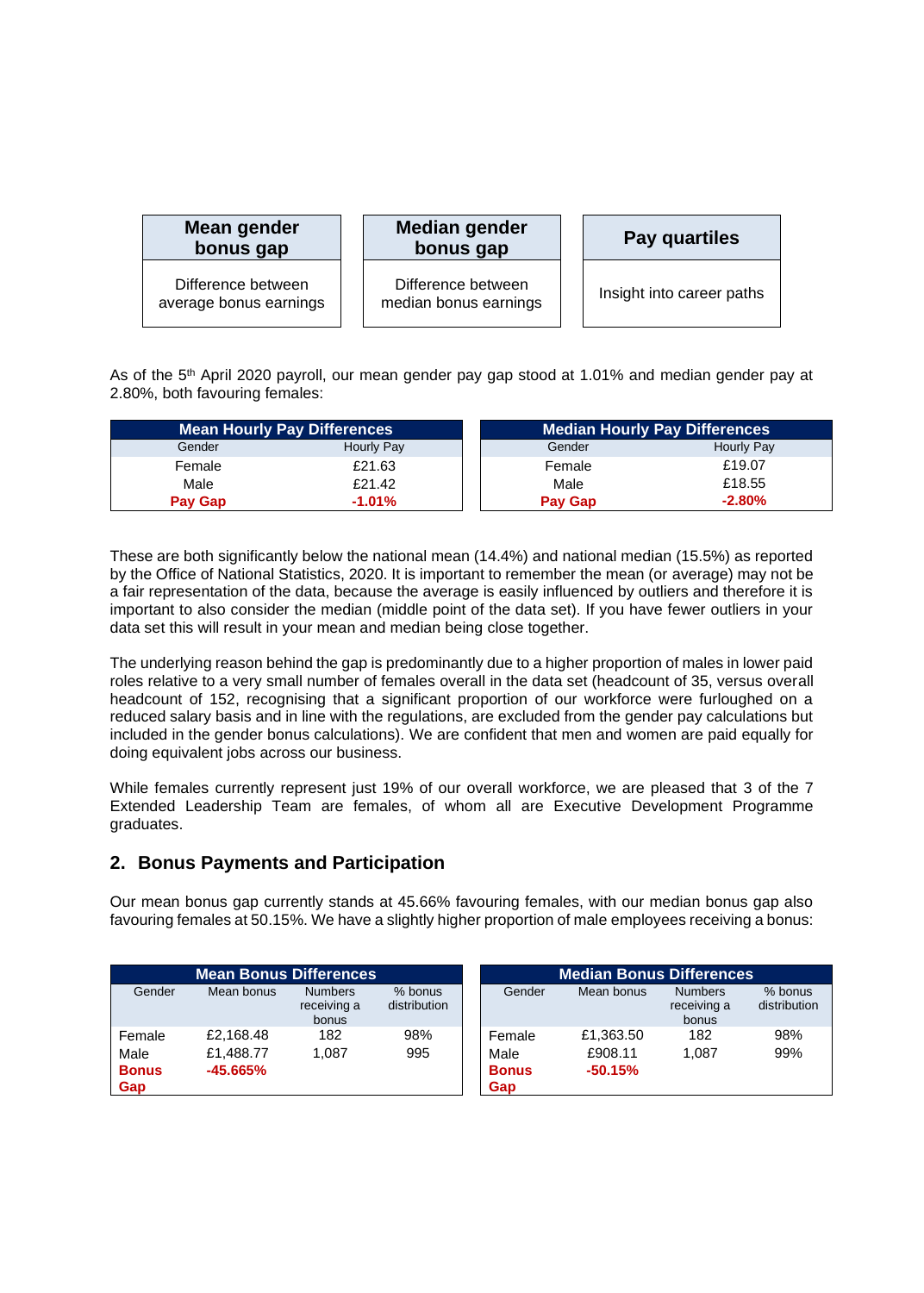| Mean gender bonus gap | Median gender bonus gap | Pay quartiles |
|---|---|---|
| Difference between average bonus earnings | Difference between median bonus earnings | Insight into career paths |

As of the 5th April 2020 payroll, our mean gender pay gap stood at 1.01% and median gender pay at 2.80%, both favouring females:

| Mean Hourly Pay Differences | |
|---|---|
| Gender | Hourly Pay |
| Female | £21.63 |
| Male | £21.42 |
| **Pay Gap** | **-1.01%** |

| Median Hourly Pay Differences | |
|---|---|
| Gender | Hourly Pay |
| Female | £19.07 |
| Male | £18.55 |
| **Pay Gap** | **-2.80%** |

These are both significantly below the national mean (14.4%) and national median (15.5%) as reported by the Office of National Statistics, 2020. It is important to remember the mean (or average) may not be a fair representation of the data, because the average is easily influenced by outliers and therefore it is important to also consider the median (middle point of the data set). If you have fewer outliers in your data set this will result in your mean and median being close together.

The underlying reason behind the gap is predominantly due to a higher proportion of males in lower paid roles relative to a very small number of females overall in the data set (headcount of 35, versus overall headcount of 152, recognising that a significant proportion of our workforce were furloughed on a reduced salary basis and in line with the regulations, are excluded from the gender pay calculations but included in the gender bonus calculations). We are confident that men and women are paid equally for doing equivalent jobs across our business.

While females currently represent just 19% of our overall workforce, we are pleased that 3 of the 7 Extended Leadership Team are females, of whom all are Executive Development Programme graduates.

## 2. Bonus Payments and Participation

Our mean bonus gap currently stands at 45.66% favouring females, with our median bonus gap also favouring females at 50.15%. We have a slightly higher proportion of male employees receiving a bonus:

| Mean Bonus Differences | | | |
|---|---|---|---|
| Gender | Mean bonus | Numbers receiving a bonus | % bonus distribution |
| Female | £2,168.48 | 182 | 98% |
| Male | £1,488.77 | 1,087 | 995 |
| **Bonus Gap** | **-45.665%** | | |

| Median Bonus Differences | | | |
|---|---|---|---|
| Gender | Mean bonus | Numbers receiving a bonus | % bonus distribution |
| Female | £1,363.50 | 182 | 98% |
| Male | £908.11 | 1,087 | 99% |
| **Bonus Gap** | **-50.15%** | | |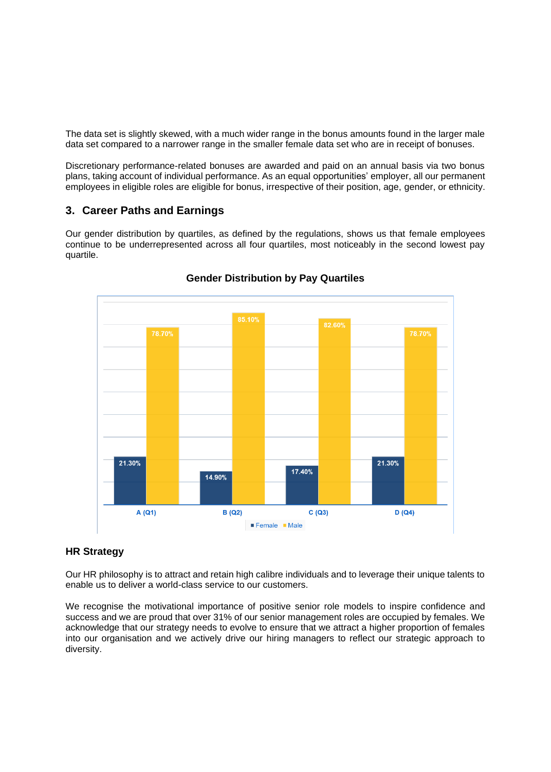The data set is slightly skewed, with a much wider range in the bonus amounts found in the larger male data set compared to a narrower range in the smaller female data set who are in receipt of bonuses.

Discretionary performance-related bonuses are awarded and paid on an annual basis via two bonus plans, taking account of individual performance. As an equal opportunities' employer, all our permanent employees in eligible roles are eligible for bonus, irrespective of their position, age, gender, or ethnicity.

## 3. Career Paths and Earnings

Our gender distribution by quartiles, as defined by the regulations, shows us that female employees continue to be underrepresented across all four quartiles, most noticeably in the second lowest pay quartile.

**Gender Distribution by Pay Quartiles**

| Quartile | Female | Male |
|---|---|---|
| A (Q1) | 21.30% | 78.70% |
| B (Q2) | 14.90% | 85.10% |
| C (Q3) | 17.40% | 82.60% |
| D (Q4) | 21.30% | 78.70% |

### HR Strategy

Our HR philosophy is to attract and retain high calibre individuals and to leverage their unique talents to enable us to deliver a world-class service to our customers.

We recognise the motivational importance of positive senior role models to inspire confidence and success and we are proud that over 31% of our senior management roles are occupied by females. We acknowledge that our strategy needs to evolve to ensure that we attract a higher proportion of females into our organisation and we actively drive our hiring managers to reflect our strategic approach to diversity.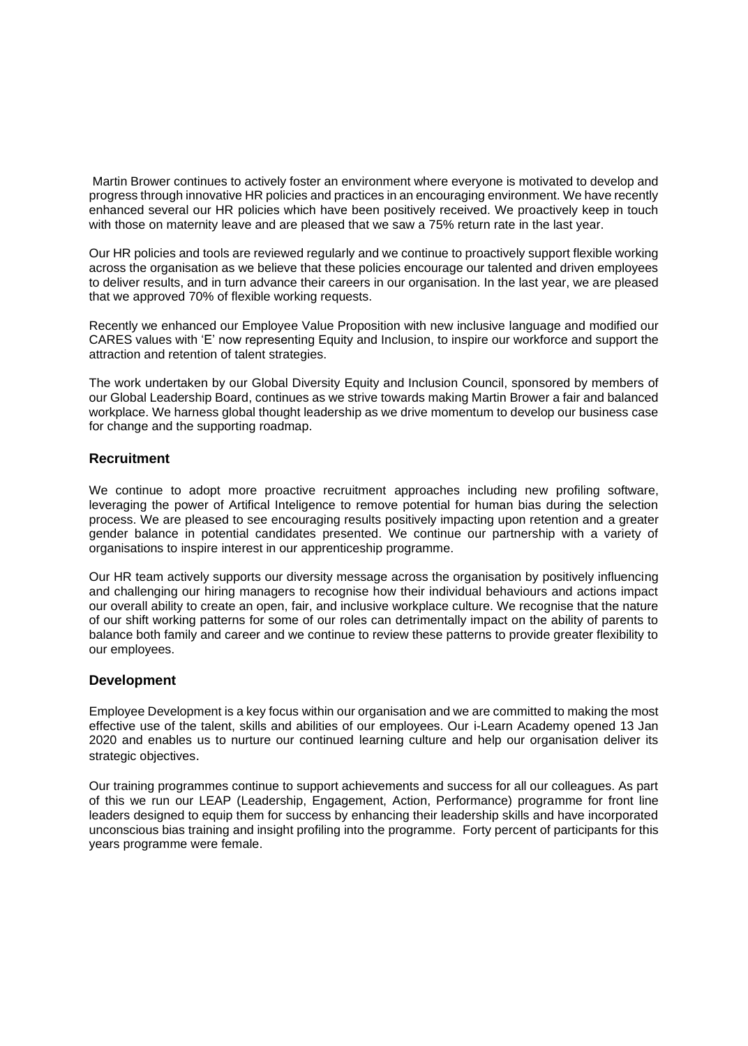Martin Brower continues to actively foster an environment where everyone is motivated to develop and progress through innovative HR policies and practices in an encouraging environment. We have recently enhanced several our HR policies which have been positively received. We proactively keep in touch with those on maternity leave and are pleased that we saw a 75% return rate in the last year.

Our HR policies and tools are reviewed regularly and we continue to proactively support flexible working across the organisation as we believe that these policies encourage our talented and driven employees to deliver results, and in turn advance their careers in our organisation. In the last year, we are pleased that we approved 70% of flexible working requests.

Recently we enhanced our Employee Value Proposition with new inclusive language and modified our CARES values with 'E' now representing Equity and Inclusion, to inspire our workforce and support the attraction and retention of talent strategies.

The work undertaken by our Global Diversity Equity and Inclusion Council, sponsored by members of our Global Leadership Board, continues as we strive towards making Martin Brower a fair and balanced workplace. We harness global thought leadership as we drive momentum to develop our business case for change and the supporting roadmap.

## Recruitment

We continue to adopt more proactive recruitment approaches including new profiling software, leveraging the power of Artifical Inteligence to remove potential for human bias during the selection process. We are pleased to see encouraging results positively impacting upon retention and a greater gender balance in potential candidates presented. We continue our partnership with a variety of organisations to inspire interest in our apprenticeship programme.

Our HR team actively supports our diversity message across the organisation by positively influencing and challenging our hiring managers to recognise how their individual behaviours and actions impact our overall ability to create an open, fair, and inclusive workplace culture. We recognise that the nature of our shift working patterns for some of our roles can detrimentally impact on the ability of parents to balance both family and career and we continue to review these patterns to provide greater flexibility to our employees.

## Development

Employee Development is a key focus within our organisation and we are committed to making the most effective use of the talent, skills and abilities of our employees. Our i-Learn Academy opened 13 Jan 2020 and enables us to nurture our continued learning culture and help our organisation deliver its strategic objectives.

Our training programmes continue to support achievements and success for all our colleagues. As part of this we run our LEAP (Leadership, Engagement, Action, Performance) programme for front line leaders designed to equip them for success by enhancing their leadership skills and have incorporated unconscious bias training and insight profiling into the programme. Forty percent of participants for this years programme were female.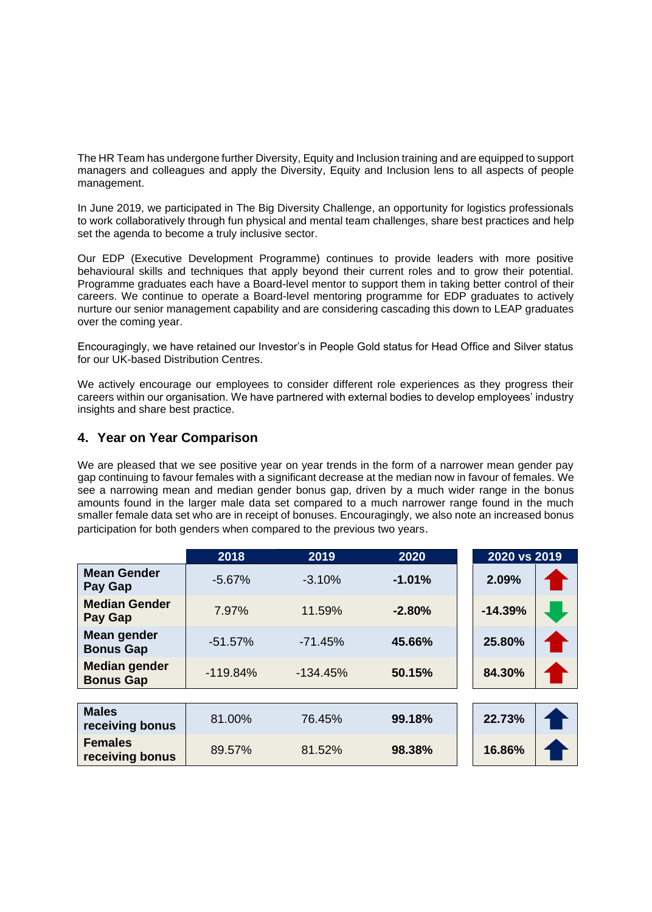The HR Team has undergone further Diversity, Equity and Inclusion training and are equipped to support managers and colleagues and apply the Diversity, Equity and Inclusion lens to all aspects of people management.

In June 2019, we participated in The Big Diversity Challenge, an opportunity for logistics professionals to work collaboratively through fun physical and mental team challenges, share best practices and help set the agenda to become a truly inclusive sector.

Our EDP (Executive Development Programme) continues to provide leaders with more positive behavioural skills and techniques that apply beyond their current roles and to grow their potential. Programme graduates each have a Board-level mentor to support them in taking better control of their careers. We continue to operate a Board-level mentoring programme for EDP graduates to actively nurture our senior management capability and are considering cascading this down to LEAP graduates over the coming year.

Encouragingly, we have retained our Investor's in People Gold status for Head Office and Silver status for our UK-based Distribution Centres.

We actively encourage our employees to consider different role experiences as they progress their careers within our organisation. We have partnered with external bodies to develop employees' industry insights and share best practice.

## 4. Year on Year Comparison

We are pleased that we see positive year on year trends in the form of a narrower mean gender pay gap continuing to favour females with a significant decrease at the median now in favour of females. We see a narrowing mean and median gender bonus gap, driven by a much wider range in the bonus amounts found in the larger male data set compared to a much narrower range found in the much smaller female data set who are in receipt of bonuses. Encouragingly, we also note an increased bonus participation for both genders when compared to the previous two years.

| | 2018 | 2019 | 2020 | 2020 vs 2019 | |
|---|---|---|---|---|---|
| **Mean Gender Pay Gap** | -5.67% | -3.10% | **-1.01%** | **2.09%** | ↑ |
| **Median Gender Pay Gap** | 7.97% | 11.59% | **-2.80%** | **-14.39%** | ↓ |
| **Mean gender Bonus Gap** | -51.57% | -71.45% | **45.66%** | **25.80%** | ↑ |
| **Median gender Bonus Gap** | -119.84% | -134.45% | **50.15%** | **84.30%** | ↑ |

| | 2018 | 2019 | 2020 | 2020 vs 2019 | |
|---|---|---|---|---|---|
| **Males receiving bonus** | 81.00% | 76.45% | **99.18%** | **22.73%** | ↑ |
| **Females receiving bonus** | 89.57% | 81.52% | **98.38%** | **16.86%** | ↑ |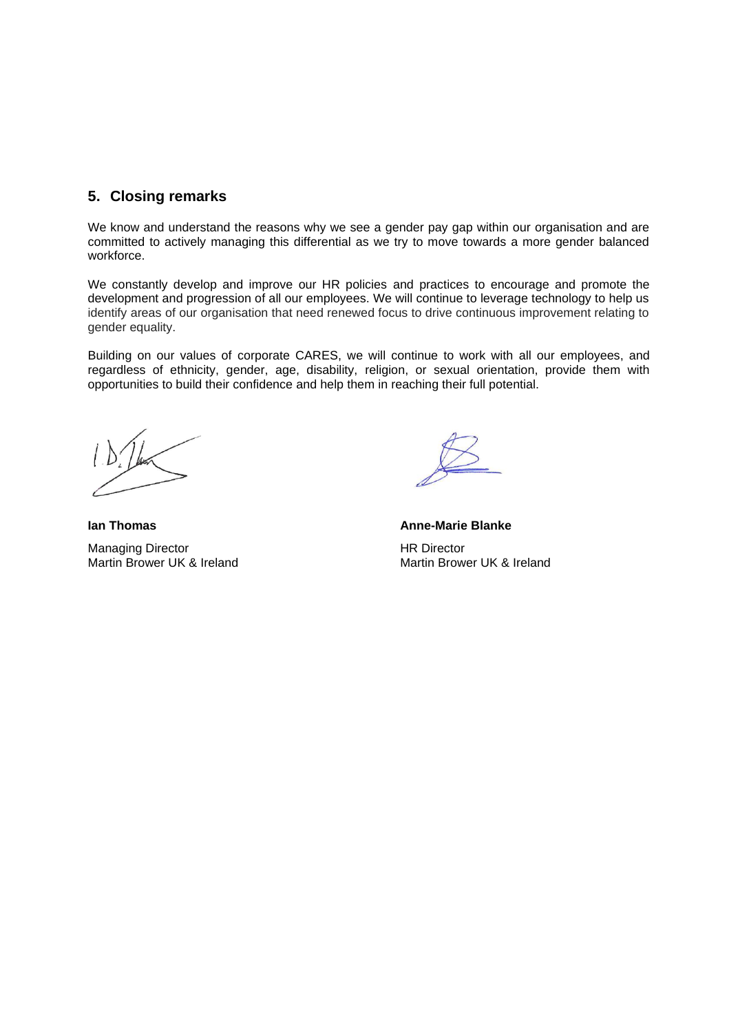## 5. Closing remarks

We know and understand the reasons why we see a gender pay gap within our organisation and are committed to actively managing this differential as we try to move towards a more gender balanced workforce.

We constantly develop and improve our HR policies and practices to encourage and promote the development and progression of all our employees. We will continue to leverage technology to help us identify areas of our organisation that need renewed focus to drive continuous improvement relating to gender equality.

Building on our values of corporate CARES, we will continue to work with all our employees, and regardless of ethnicity, gender, age, disability, religion, or sexual orientation, provide them with opportunities to build their confidence and help them in reaching their full potential.

**Ian Thomas**
Managing Director
Martin Brower UK & Ireland

**Anne-Marie Blanke**
HR Director
Martin Brower UK & Ireland